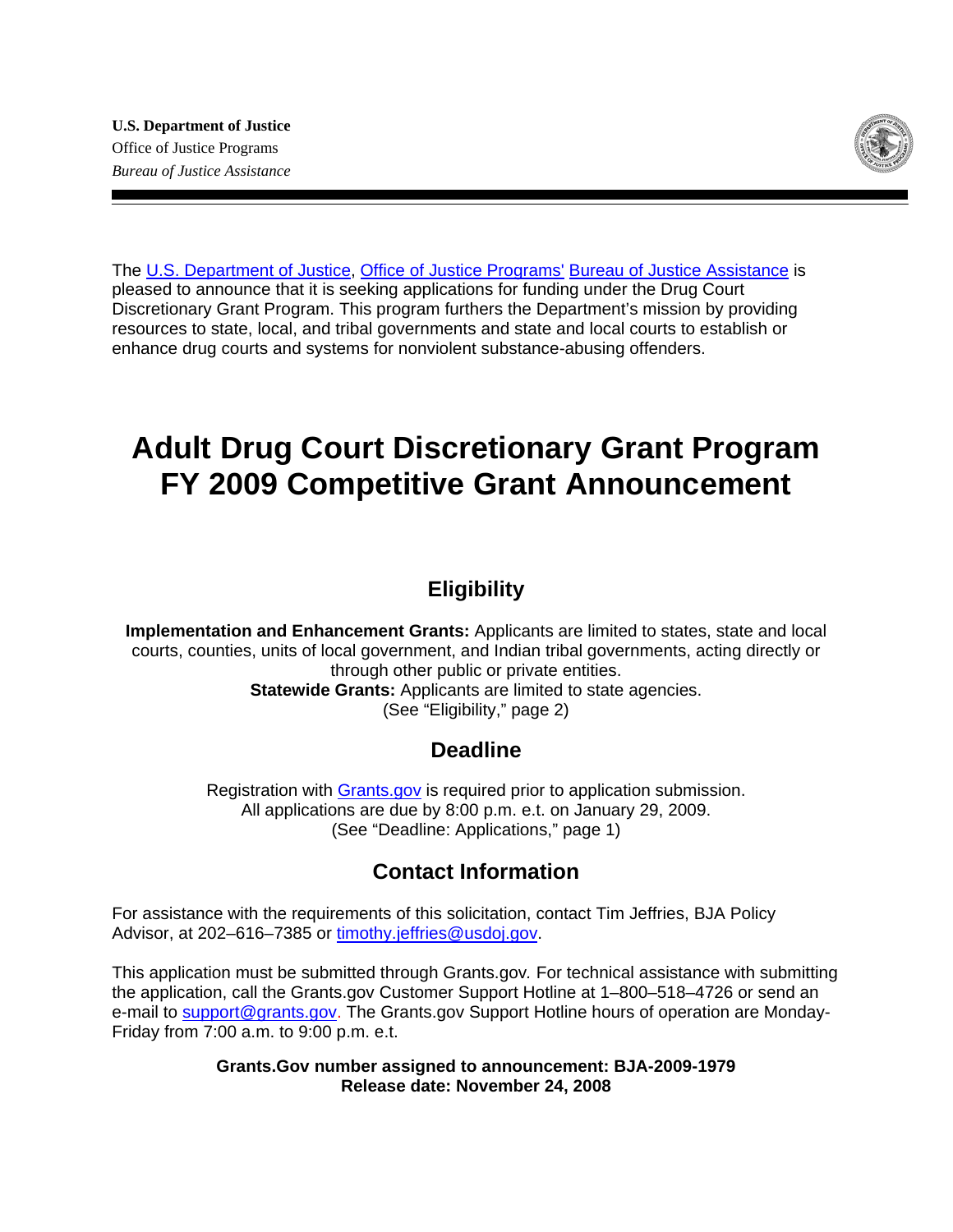**U.S. Department of Justice**
Office of Justice Programps
*Bureau of Justice Assistance*

The U.S. Department of Justice, Office of Justice Programs' Bureau of Justice Assistance is pleased to announce that it is seeking applications for funding under the Drug Court Discretionary Grant Program. This program furthers the Department's mission by providing resources to state, local, and tribal governments and state and local courts to establish or enhance drug courts and systems for nonviolent substance-abusing offenders.

# Adult Drug Court Discretionary Grant Program FY 2009 Competitive Grant Announcement

## Eligibility

**Implementation and Enhancement Grants:** Applicants are limited to states, state and local courts, counties, units of local government, and Indian tribal governments, acting directly or through other public or private entities.
**Statewide Grants:** Applicants are limited to state agencies.
(See "Eligibility," page 2)

## Deadline

Registration with Grants.gov is required prior to application submission.
All applications are due by 8:00 p.m. e.t. on January 29, 2009.
(See "Deadline: Applications," page 1)

## Contact Information

For assistance with the requirements of this solicitation, contact Tim Jeffries, BJA Policy Advisor, at 202–616–7385 or timothy.jeffries@usdoj.gov.

This application must be submitted through Grants.gov. For technical assistance with submitting the application, call the Grants.gov Customer Support Hotline at 1–800–518–4726 or send an e-mail to support@grants.gov. The Grants.gov Support Hotline hours of operation are Monday-Friday from 7:00 a.m. to 9:00 p.m. e.t.

**Grants.Gov number assigned to announcement: BJA-2009-1979**
**Release date: November 24, 2008**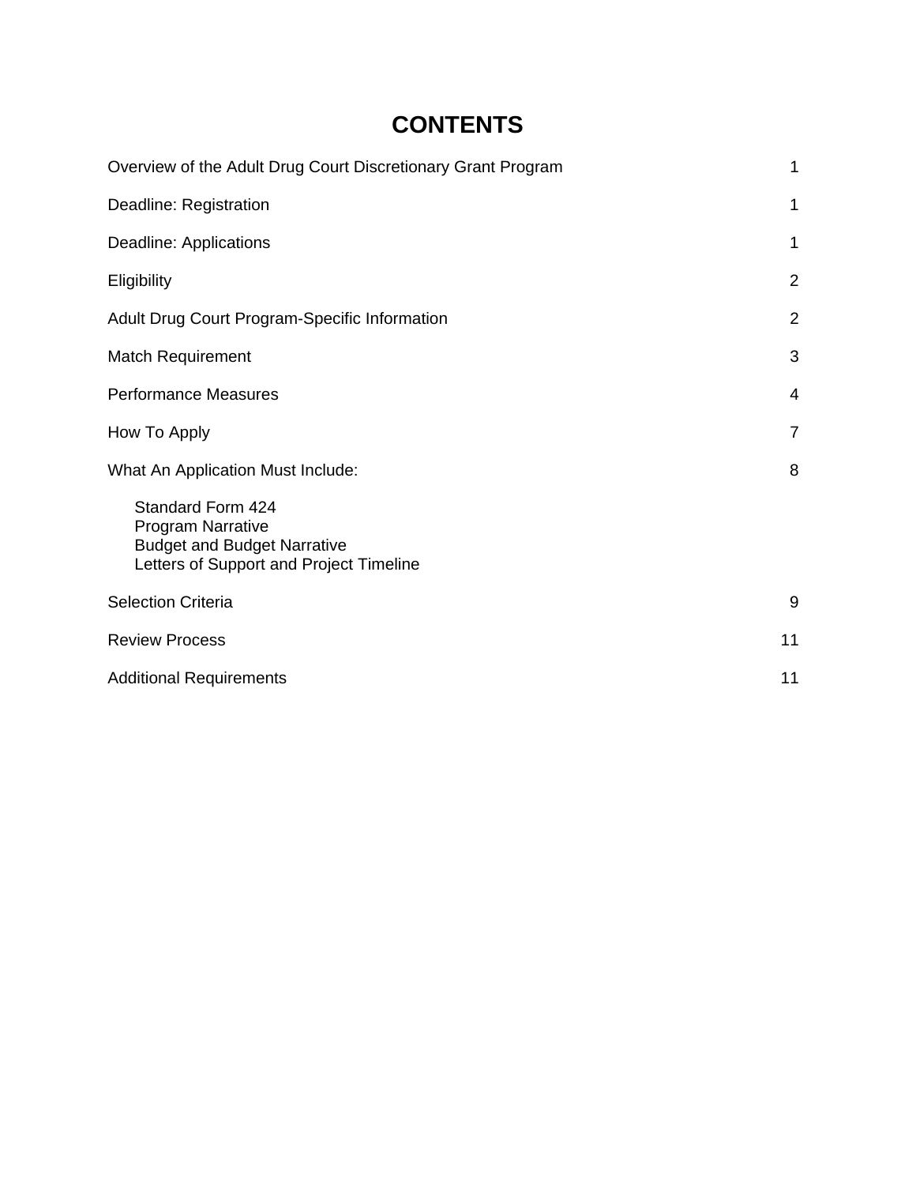# CONTENTS

| | |
|---|---|
| Overview of the Adult Drug Court Discretionary Grant Program | 1 |
| Deadline: Registration | 1 |
| Deadline: Applications | 1 |
| Eligibility | 2 |
| Adult Drug Court Program-Specific Information | 2 |
| Match Requirement | 3 |
| Performance Measures | 4 |
| How To Apply | 7 |
| What An Application Must Include: | 8 |
| Standard Form 424<br>Program Narrative<br>Budget and Budget Narrative<br>Letters of Support and Project Timeline | |
| Selection Criteria | 9 |
| Review Process | 11 |
| Additional Requirements | 11 |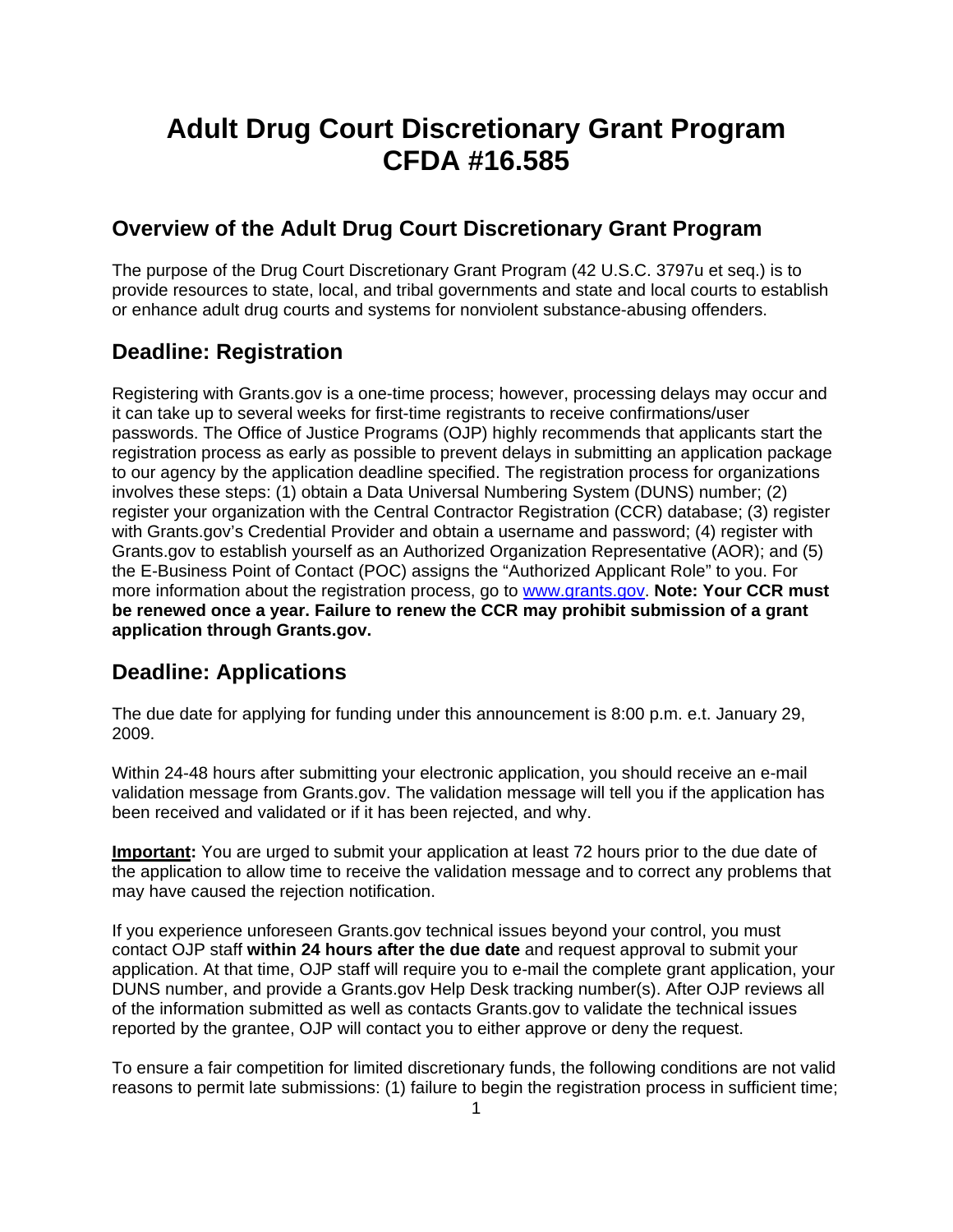# Adult Drug Court Discretionary Grant Program CFDA #16.585

## Overview of the Adult Drug Court Discretionary Grant Program

The purpose of the Drug Court Discretionary Grant Program (42 U.S.C. 3797u et seq.) is to provide resources to state, local, and tribal governments and state and local courts to establish or enhance adult drug courts and systems for nonviolent substance-abusing offenders.

## Deadline: Registration

Registering with Grants.gov is a one-time process; however, processing delays may occur and it can take up to several weeks for first-time registrants to receive confirmations/user passwords. The Office of Justice Programs (OJP) highly recommends that applicants start the registration process as early as possible to prevent delays in submitting an application package to our agency by the application deadline specified. The registration process for organizations involves these steps: (1) obtain a Data Universal Numbering System (DUNS) number; (2) register your organization with the Central Contractor Registration (CCR) database; (3) register with Grants.gov's Credential Provider and obtain a username and password; (4) register with Grants.gov to establish yourself as an Authorized Organization Representative (AOR); and (5) the E-Business Point of Contact (POC) assigns the "Authorized Applicant Role" to you. For more information about the registration process, go to [www.grants.gov](www.grants.gov). **Note: Your CCR must be renewed once a year. Failure to renew the CCR may prohibit submission of a grant application through Grants.gov.**

## Deadline: Applications

The due date for applying for funding under this announcement is 8:00 p.m. e.t. January 29, 2009.

Within 24-48 hours after submitting your electronic application, you should receive an e-mail validation message from Grants.gov. The validation message will tell you if the application has been received and validated or if it has been rejected, and why.

**Important:** You are urged to submit your application at least 72 hours prior to the due date of the application to allow time to receive the validation message and to correct any problems that may have caused the rejection notification.

If you experience unforeseen Grants.gov technical issues beyond your control, you must contact OJP staff **within 24 hours after the due date** and request approval to submit your application. At that time, OJP staff will require you to e-mail the complete grant application, your DUNS number, and provide a Grants.gov Help Desk tracking number(s). After OJP reviews all of the information submitted as well as contacts Grants.gov to validate the technical issues reported by the grantee, OJP will contact you to either approve or deny the request.

To ensure a fair competition for limited discretionary funds, the following conditions are not valid reasons to permit late submissions: (1) failure to begin the registration process in sufficient time;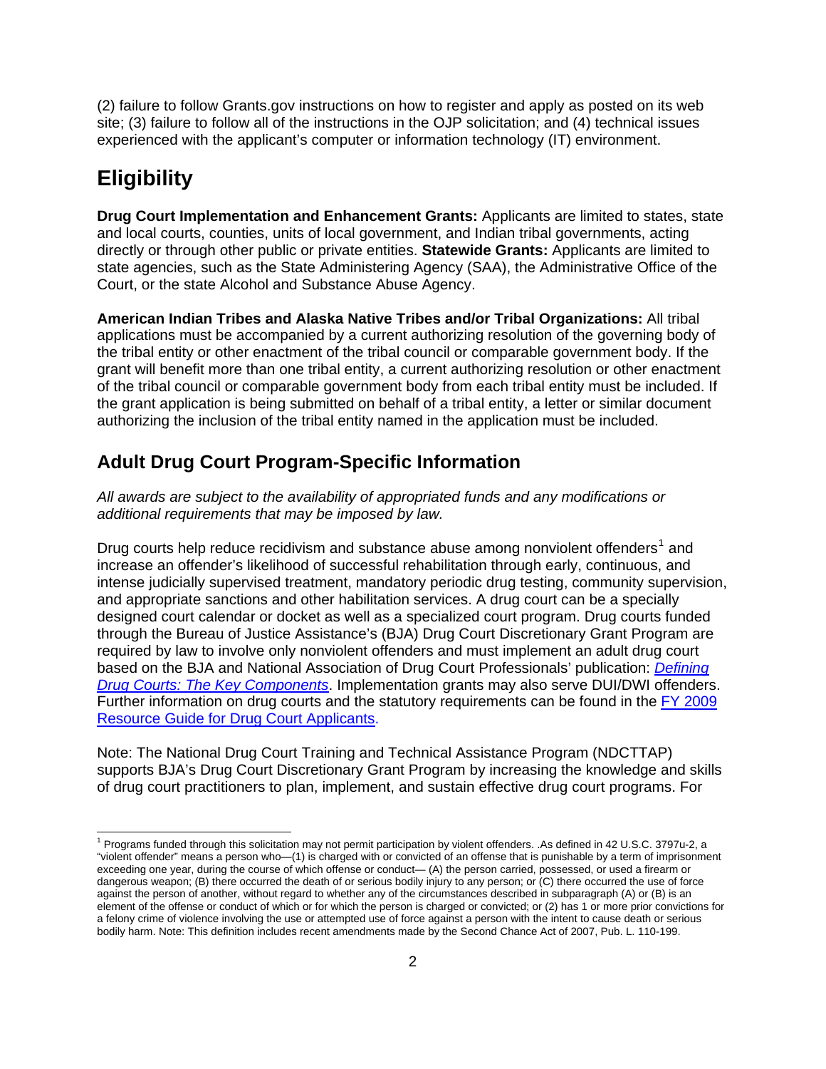(2) failure to follow Grants.gov instructions on how to register and apply as posted on its web site; (3) failure to follow all of the instructions in the OJP solicitation; and (4) technical issues experienced with the applicant's computer or information technology (IT) environment.

# Eligibility

**Drug Court Implementation and Enhancement Grants:** Applicants are limited to states, state and local courts, counties, units of local government, and Indian tribal governments, acting directly or through other public or private entities. **Statewide Grants:** Applicants are limited to state agencies, such as the State Administering Agency (SAA), the Administrative Office of the Court, or the state Alcohol and Substance Abuse Agency.

**American Indian Tribes and Alaska Native Tribes and/or Tribal Organizations:** All tribal applications must be accompanied by a current authorizing resolution of the governing body of the tribal entity or other enactment of the tribal council or comparable government body. If the grant will benefit more than one tribal entity, a current authorizing resolution or other enactment of the tribal council or comparable government body from each tribal entity must be included. If the grant application is being submitted on behalf of a tribal entity, a letter or similar document authorizing the inclusion of the tribal entity named in the application must be included.

## Adult Drug Court Program-Specific Information

*All awards are subject to the availability of appropriated funds and any modifications or additional requirements that may be imposed by law.*

Drug courts help reduce recidivism and substance abuse among nonviolent offenders[1] and increase an offender's likelihood of successful rehabilitation through early, continuous, and intense judicially supervised treatment, mandatory periodic drug testing, community supervision, and appropriate sanctions and other habilitation services. A drug court can be a specially designed court calendar or docket as well as a specialized court program. Drug courts funded through the Bureau of Justice Assistance's (BJA) Drug Court Discretionary Grant Program are required by law to involve only nonviolent offenders and must implement an adult drug court based on the BJA and National Association of Drug Court Professionals' publication: *Defining Drug Courts: The Key Components*. Implementation grants may also serve DUI/DWI offenders. Further information on drug courts and the statutory requirements can be found in the FY 2009 Resource Guide for Drug Court Applicants.

Note: The National Drug Court Training and Technical Assistance Program (NDCTTAP) supports BJA's Drug Court Discretionary Grant Program by increasing the knowledge and skills of drug court practitioners to plan, implement, and sustain effective drug court programs. For

[1] Programs funded through this solicitation may not permit participation by violent offenders. .As defined in 42 U.S.C. 3797u-2, a "violent offender" means a person who—(1) is charged with or convicted of an offense that is punishable by a term of imprisonment exceeding one year, during the course of which offense or conduct— (A) the person carried, possessed, or used a firearm or dangerous weapon; (B) there occurred the death of or serious bodily injury to any person; or (C) there occurred the use of force against the person of another, without regard to whether any of the circumstances described in subparagraph (A) or (B) is an element of the offense or conduct of which or for which the person is charged or convicted; or (2) has 1 or more prior convictions for a felony crime of violence involving the use or attempted use of force against a person with the intent to cause death or serious bodily harm. Note: This definition includes recent amendments made by the Second Chance Act of 2007, Pub. L. 110-199.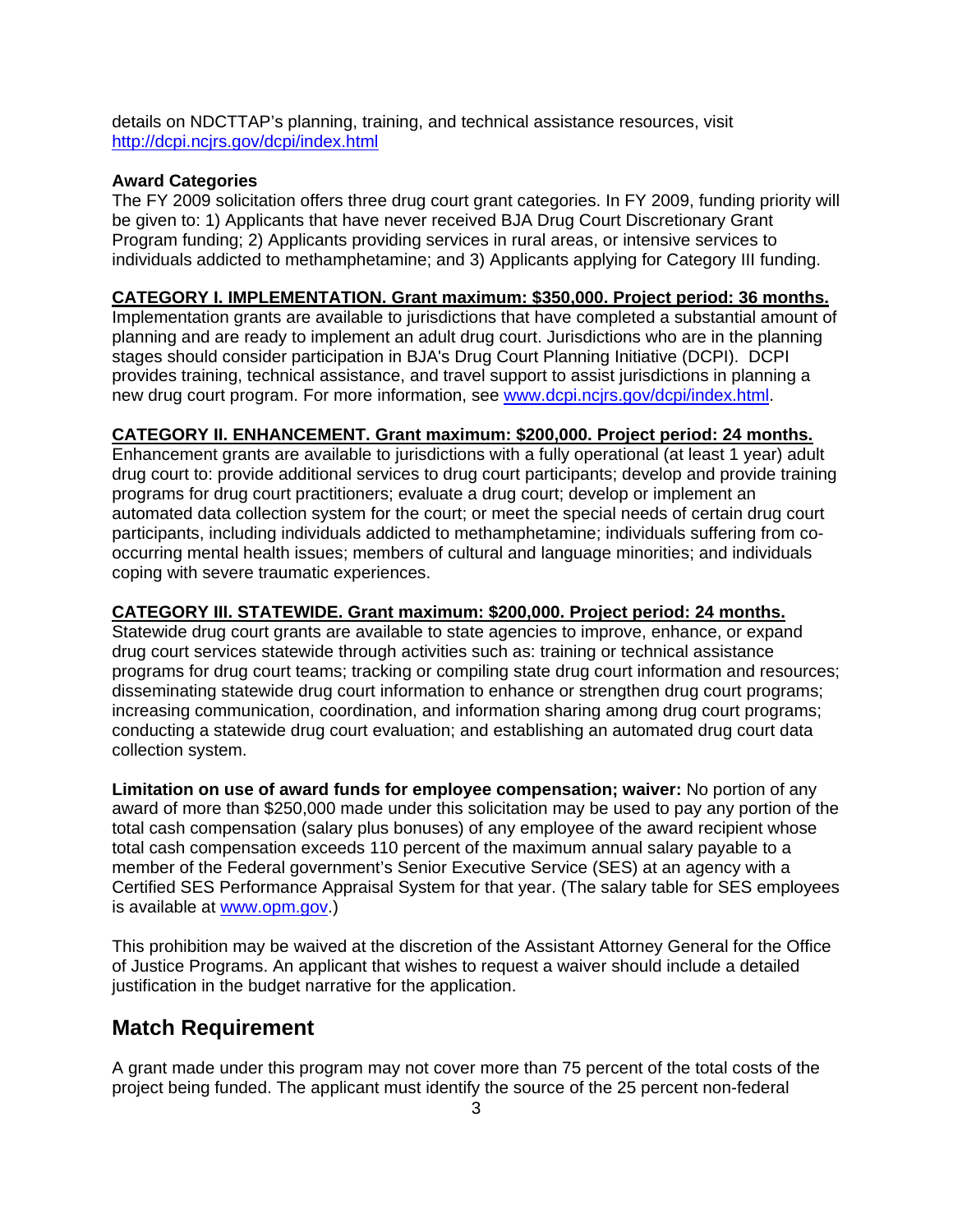details on NDCTTAP's planning, training, and technical assistance resources, visit http://dcpi.ncjrs.gov/dcpi/index.html

**Award Categories**
The FY 2009 solicitation offers three drug court grant categories. In FY 2009, funding priority will be given to: 1) Applicants that have never received BJA Drug Court Discretionary Grant Program funding; 2) Applicants providing services in rural areas, or intensive services to individuals addicted to methamphetamine; and 3) Applicants applying for Category III funding.

**CATEGORY I. IMPLEMENTATION. Grant maximum: $350,000. Project period: 36 months.**
Implementation grants are available to jurisdictions that have completed a substantial amount of planning and are ready to implement an adult drug court. Jurisdictions who are in the planning stages should consider participation in BJA's Drug Court Planning Initiative (DCPI). DCPI provides training, technical assistance, and travel support to assist jurisdictions in planning a new drug court program. For more information, see www.dcpi.ncjrs.gov/dcpi/index.html.

**CATEGORY II. ENHANCEMENT. Grant maximum: $200,000. Project period: 24 months.**
Enhancement grants are available to jurisdictions with a fully operational (at least 1 year) adult drug court to: provide additional services to drug court participants; develop and provide training programs for drug court practitioners; evaluate a drug court; develop or implement an automated data collection system for the court; or meet the special needs of certain drug court participants, including individuals addicted to methamphetamine; individuals suffering from co-occurring mental health issues; members of cultural and language minorities; and individuals coping with severe traumatic experiences.

**CATEGORY III. STATEWIDE. Grant maximum: $200,000. Project period: 24 months.**
Statewide drug court grants are available to state agencies to improve, enhance, or expand drug court services statewide through activities such as: training or technical assistance programs for drug court teams; tracking or compiling state drug court information and resources; disseminating statewide drug court information to enhance or strengthen drug court programs; increasing communication, coordination, and information sharing among drug court programs; conducting a statewide drug court evaluation; and establishing an automated drug court data collection system.

**Limitation on use of award funds for employee compensation; waiver:** No portion of any award of more than $250,000 made under this solicitation may be used to pay any portion of the total cash compensation (salary plus bonuses) of any employee of the award recipient whose total cash compensation exceeds 110 percent of the maximum annual salary payable to a member of the Federal government's Senior Executive Service (SES) at an agency with a Certified SES Performance Appraisal System for that year. (The salary table for SES employees is available at www.opm.gov.)

This prohibition may be waived at the discretion of the Assistant Attorney General for the Office of Justice Programs. An applicant that wishes to request a waiver should include a detailed justification in the budget narrative for the application.

## Match Requirement

A grant made under this program may not cover more than 75 percent of the total costs of the project being funded. The applicant must identify the source of the 25 percent non-federal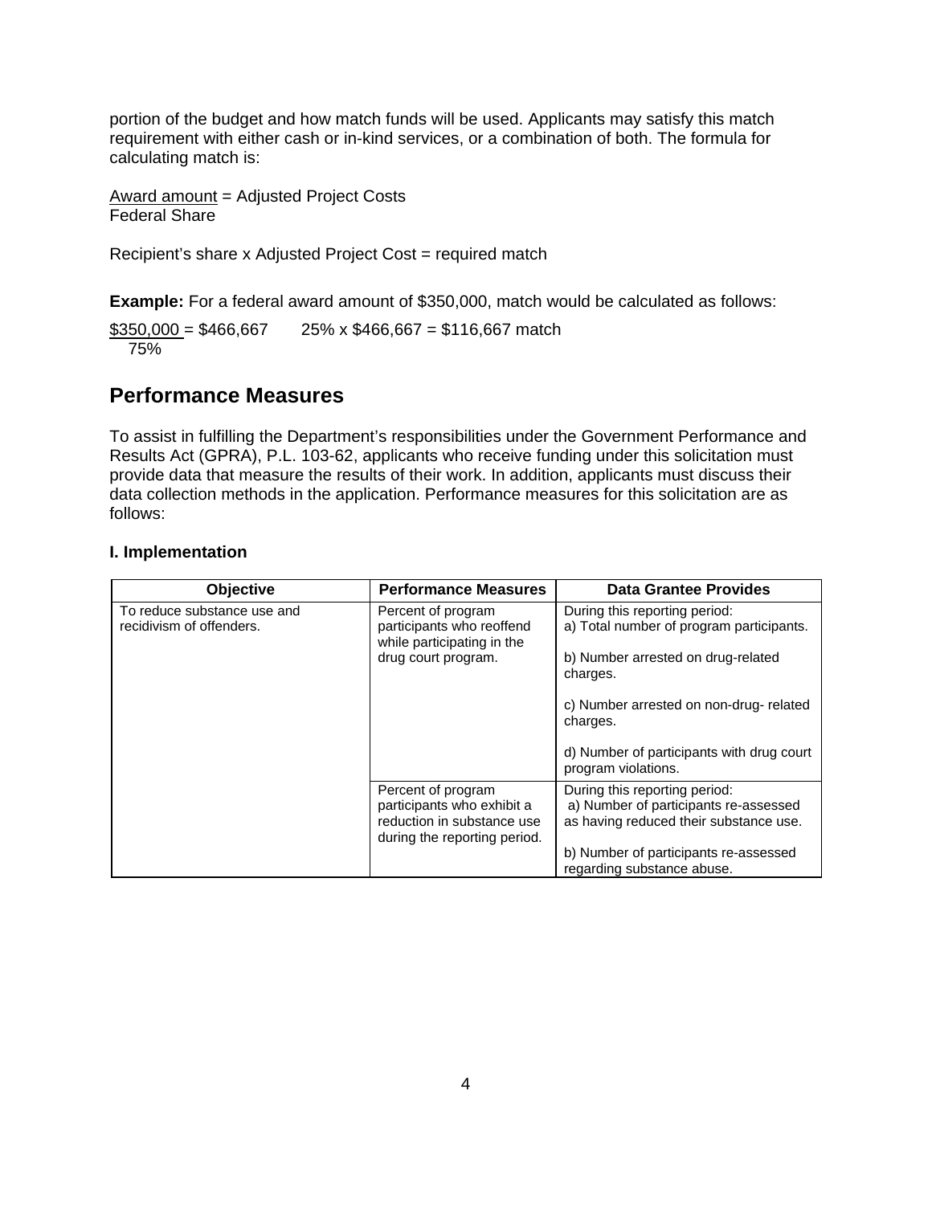portion of the budget and how match funds will be used. Applicants may satisfy this match requirement with either cash or in-kind services, or a combination of both. The formula for calculating match is:

$$\frac{\text{Award amount}}{\text{Federal Share}} = \text{Adjusted Project Costs}$$

Recipient's share x Adjusted Project Cost = required match

**Example:** For a federal award amount of $350,000, match would be calculated as follows:

$$\frac{\$350{,}000}{75\%} = \$466{,}667 \qquad 25\% \times \$466{,}667 = \$116{,}667 \text{ match}$$

## Performance Measures

To assist in fulfilling the Department's responsibilities under the Government Performance and Results Act (GPRA), P.L. 103-62, applicants who receive funding under this solicitation must provide data that measure the results of their work. In addition, applicants must discuss their data collection methods in the application. Performance measures for this solicitation are as follows:

### I. Implementation

| Objective | Performance Measures | Data Grantee Provides |
|---|---|---|
| To reduce substance use and recidivism of offenders. | Percent of program participants who reoffend while participating in the drug court program. | During this reporting period:<br>a) Total number of program participants.<br><br>b) Number arrested on drug-related charges.<br><br>c) Number arrested on non-drug- related charges.<br><br>d) Number of participants with drug court program violations. |
| | Percent of program participants who exhibit a reduction in substance use during the reporting period. | During this reporting period:<br>a) Number of participants re-assessed as having reduced their substance use.<br><br>b) Number of participants re-assessed regarding substance abuse. |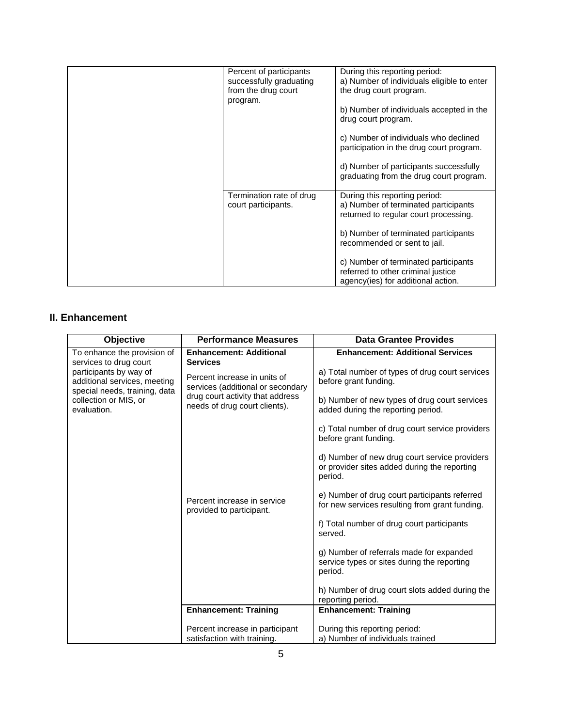| | | |
|---|---|---|
| | Percent of participants successfully graduating from the drug court program. | During this reporting period:<br>a) Number of individuals eligible to enter the drug court program.<br><br>b) Number of individuals accepted in the drug court program.<br><br>c) Number of individuals who declined participation in the drug court program.<br><br>d) Number of participants successfully graduating from the drug court program. |
| | Termination rate of drug court participants. | During this reporting period:<br>a) Number of terminated participants returned to regular court processing.<br><br>b) Number of terminated participants recommended or sent to jail.<br><br>c) Number of terminated participants referred to other criminal justice agency(ies) for additional action. |

## II. Enhancement

| Objective | Performance Measures | Data Grantee Provides |
|---|---|---|
| To enhance the provision of services to drug court participants by way of additional services, meeting special needs, training, data collection or MIS, or evaluation. | **Enhancement: Additional Services**<br><br>Percent increase in units of services (additional or secondary drug court activity that address needs of drug court clients). | **Enhancement: Additional Services**<br><br>a) Total number of types of drug court services before grant funding.<br><br>b) Number of new types of drug court services added during the reporting period.<br><br>c) Total number of drug court service providers before grant funding.<br><br>d) Number of new drug court service providers or provider sites added during the reporting period. |
| | Percent increase in service provided to participant. | e) Number of drug court participants referred for new services resulting from grant funding.<br><br>f) Total number of drug court participants served.<br><br>g) Number of referrals made for expanded service types or sites during the reporting period.<br><br>h) Number of drug court slots added during the reporting period. |
| | **Enhancement: Training**<br><br>Percent increase in participant satisfaction with training. | **Enhancement: Training**<br><br>During this reporting period:<br>a) Number of individuals trained |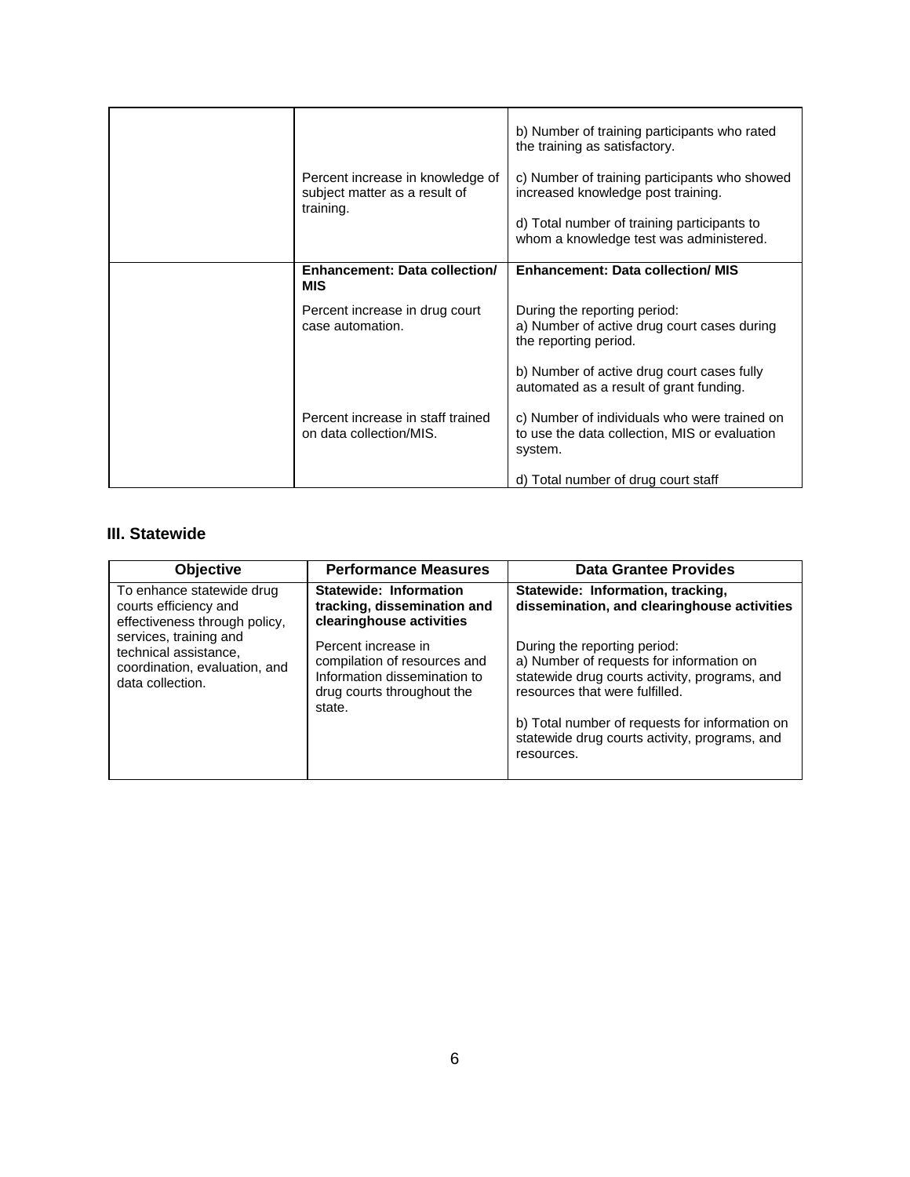| | | |
|---|---|---|
| | Percent increase in knowledge of subject matter as a result of training. | b) Number of training participants who rated the training as satisfactory.<br><br>c) Number of training participants who showed increased knowledge post training.<br><br>d) Total number of training participants to whom a knowledge test was administered. |
| | **Enhancement: Data collection/ MIS**<br><br>Percent increase in drug court case automation.<br><br>Percent increase in staff trained on data collection/MIS. | **Enhancement: Data collection/ MIS**<br><br>During the reporting period:<br>a) Number of active drug court cases during the reporting period.<br><br>b) Number of active drug court cases fully automated as a result of grant funding.<br><br>c) Number of individuals who were trained on to use the data collection, MIS or evaluation system.<br><br>d) Total number of drug court staff |

### III. Statewide

| Objective | Performance Measures | Data Grantee Provides |
|---|---|---|
| To enhance statewide drug courts efficiency and effectiveness through policy, services, training and technical assistance, coordination, evaluation, and data collection. | **Statewide: Information tracking, dissemination and clearinghouse activities**<br><br>Percent increase in compilation of resources and Information dissemination to drug courts throughout the state. | **Statewide: Information, tracking, dissemination, and clearinghouse activities**<br><br>During the reporting period:<br>a) Number of requests for information on statewide drug courts activity, programs, and resources that were fulfilled.<br><br>b) Total number of requests for information on statewide drug courts activity, programs, and resources. |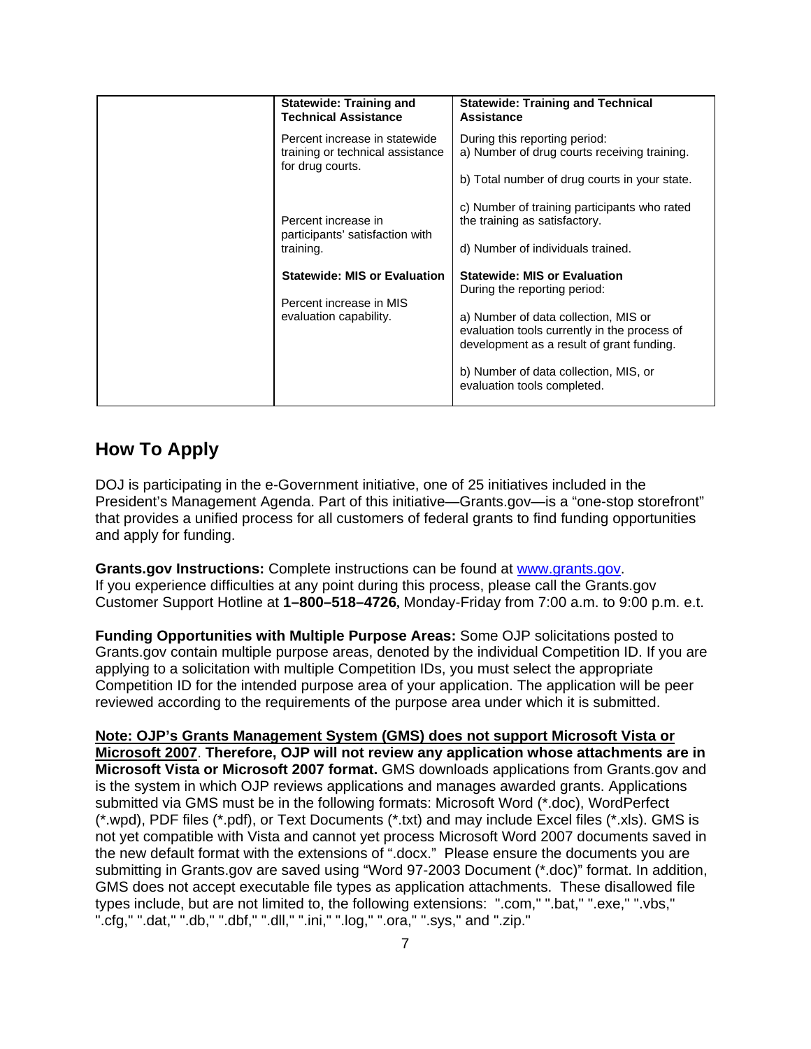|  | **Statewide: Training and Technical Assistance** | **Statewide: Training and Technical Assistance** |
|---|---|---|
|  | Percent increase in statewide training or technical assistance for drug courts. | During this reporting period:<br>a) Number of drug courts receiving training.<br><br>b) Total number of drug courts in your state. |
|  | Percent increase in participants' satisfaction with training. | c) Number of training participants who rated the training as satisfactory.<br><br>d) Number of individuals trained. |
|  | **Statewide: MIS or Evaluation**<br><br>Percent increase in MIS evaluation capability. | **Statewide: MIS or Evaluation**<br>During the reporting period:<br><br>a) Number of data collection, MIS or evaluation tools currently in the process of development as a result of grant funding.<br><br>b) Number of data collection, MIS, or evaluation tools completed. |

## How To Apply

DOJ is participating in the e-Government initiative, one of 25 initiatives included in the President's Management Agenda. Part of this initiative—Grants.gov—is a "one-stop storefront" that provides a unified process for all customers of federal grants to find funding opportunities and apply for funding.

**Grants.gov Instructions:** Complete instructions can be found at www.grants.gov. If you experience difficulties at any point during this process, please call the Grants.gov Customer Support Hotline at **1–800–518–4726***,* Monday-Friday from 7:00 a.m. to 9:00 p.m. e.t.

**Funding Opportunities with Multiple Purpose Areas:** Some OJP solicitations posted to Grants.gov contain multiple purpose areas, denoted by the individual Competition ID. If you are applying to a solicitation with multiple Competition IDs, you must select the appropriate Competition ID for the intended purpose area of your application. The application will be peer reviewed according to the requirements of the purpose area under which it is submitted.

**Note: OJP's Grants Management System (GMS) does not support Microsoft Vista or Microsoft 2007**. **Therefore, OJP will not review any application whose attachments are in Microsoft Vista or Microsoft 2007 format.** GMS downloads applications from Grants.gov and is the system in which OJP reviews applications and manages awarded grants. Applications submitted via GMS must be in the following formats: Microsoft Word (*.doc), WordPerfect (*.wpd), PDF files (*.pdf), or Text Documents (*.txt) and may include Excel files (*.xls). GMS is not yet compatible with Vista and cannot yet process Microsoft Word 2007 documents saved in the new default format with the extensions of ".docx." Please ensure the documents you are submitting in Grants.gov are saved using "Word 97-2003 Document (*.doc)" format. In addition, GMS does not accept executable file types as application attachments. These disallowed file types include, but are not limited to, the following extensions: ".com," ".bat," ".exe," ".vbs," ".cfg," ".dat," ".db," ".dbf," ".dll," ".ini," ".log," ".ora," ".sys," and ".zip."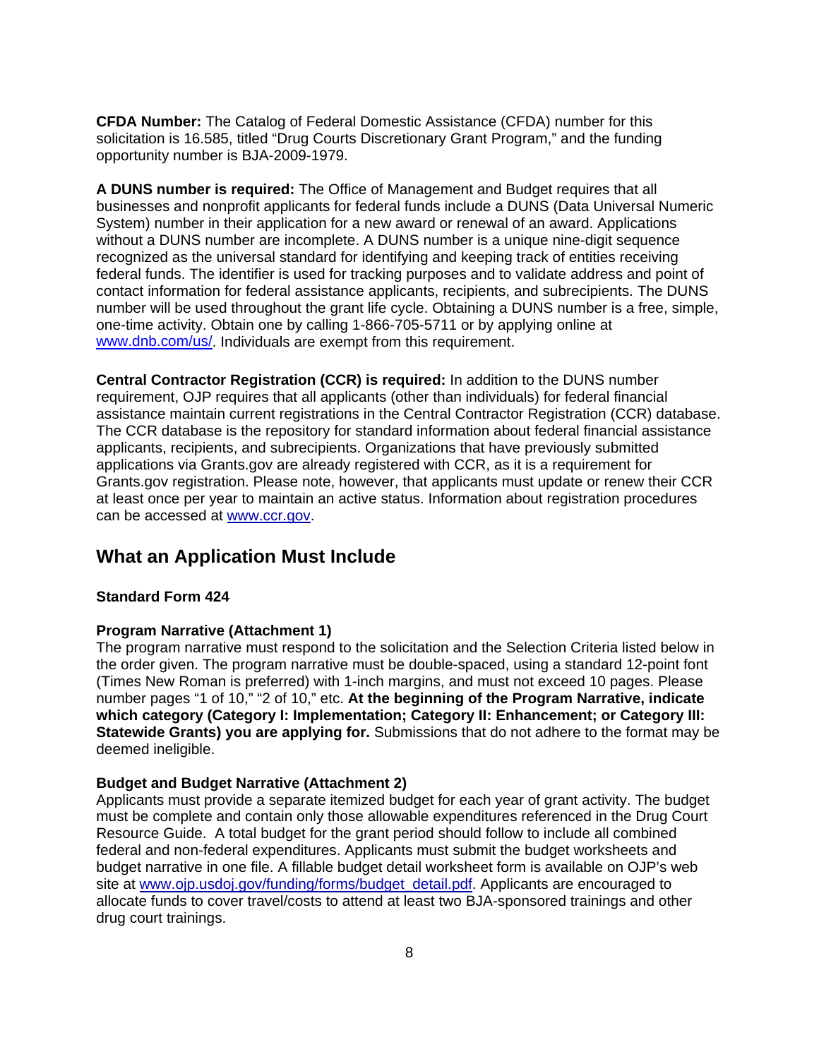**CFDA Number:** The Catalog of Federal Domestic Assistance (CFDA) number for this solicitation is 16.585, titled "Drug Courts Discretionary Grant Program," and the funding opportunity number is BJA-2009-1979.

**A DUNS number is required:** The Office of Management and Budget requires that all businesses and nonprofit applicants for federal funds include a DUNS (Data Universal Numeric System) number in their application for a new award or renewal of an award. Applications without a DUNS number are incomplete. A DUNS number is a unique nine-digit sequence recognized as the universal standard for identifying and keeping track of entities receiving federal funds. The identifier is used for tracking purposes and to validate address and point of contact information for federal assistance applicants, recipients, and subrecipients. The DUNS number will be used throughout the grant life cycle. Obtaining a DUNS number is a free, simple, one-time activity. Obtain one by calling 1-866-705-5711 or by applying online at [www.dnb.com/us/](www.dnb.com/us/). Individuals are exempt from this requirement.

**Central Contractor Registration (CCR) is required:** In addition to the DUNS number requirement, OJP requires that all applicants (other than individuals) for federal financial assistance maintain current registrations in the Central Contractor Registration (CCR) database. The CCR database is the repository for standard information about federal financial assistance applicants, recipients, and subrecipients. Organizations that have previously submitted applications via Grants.gov are already registered with CCR, as it is a requirement for Grants.gov registration. Please note, however, that applicants must update or renew their CCR at least once per year to maintain an active status. Information about registration procedures can be accessed at [www.ccr.gov](www.ccr.gov).

## What an Application Must Include

**Standard Form 424**

**Program Narrative (Attachment 1)**
The program narrative must respond to the solicitation and the Selection Criteria listed below in the order given. The program narrative must be double-spaced, using a standard 12-point font (Times New Roman is preferred) with 1-inch margins, and must not exceed 10 pages. Please number pages "1 of 10," "2 of 10," etc. **At the beginning of the Program Narrative, indicate which category (Category I: Implementation; Category II: Enhancement; or Category III: Statewide Grants) you are applying for.** Submissions that do not adhere to the format may be deemed ineligible.

**Budget and Budget Narrative (Attachment 2)**
Applicants must provide a separate itemized budget for each year of grant activity. The budget must be complete and contain only those allowable expenditures referenced in the Drug Court Resource Guide. A total budget for the grant period should follow to include all combined federal and non-federal expenditures. Applicants must submit the budget worksheets and budget narrative in one file. A fillable budget detail worksheet form is available on OJP's web site at [www.ojp.usdoj.gov/funding/forms/budget_detail.pdf](www.ojp.usdoj.gov/funding/forms/budget_detail.pdf). Applicants are encouraged to allocate funds to cover travel/costs to attend at least two BJA-sponsored trainings and other drug court trainings.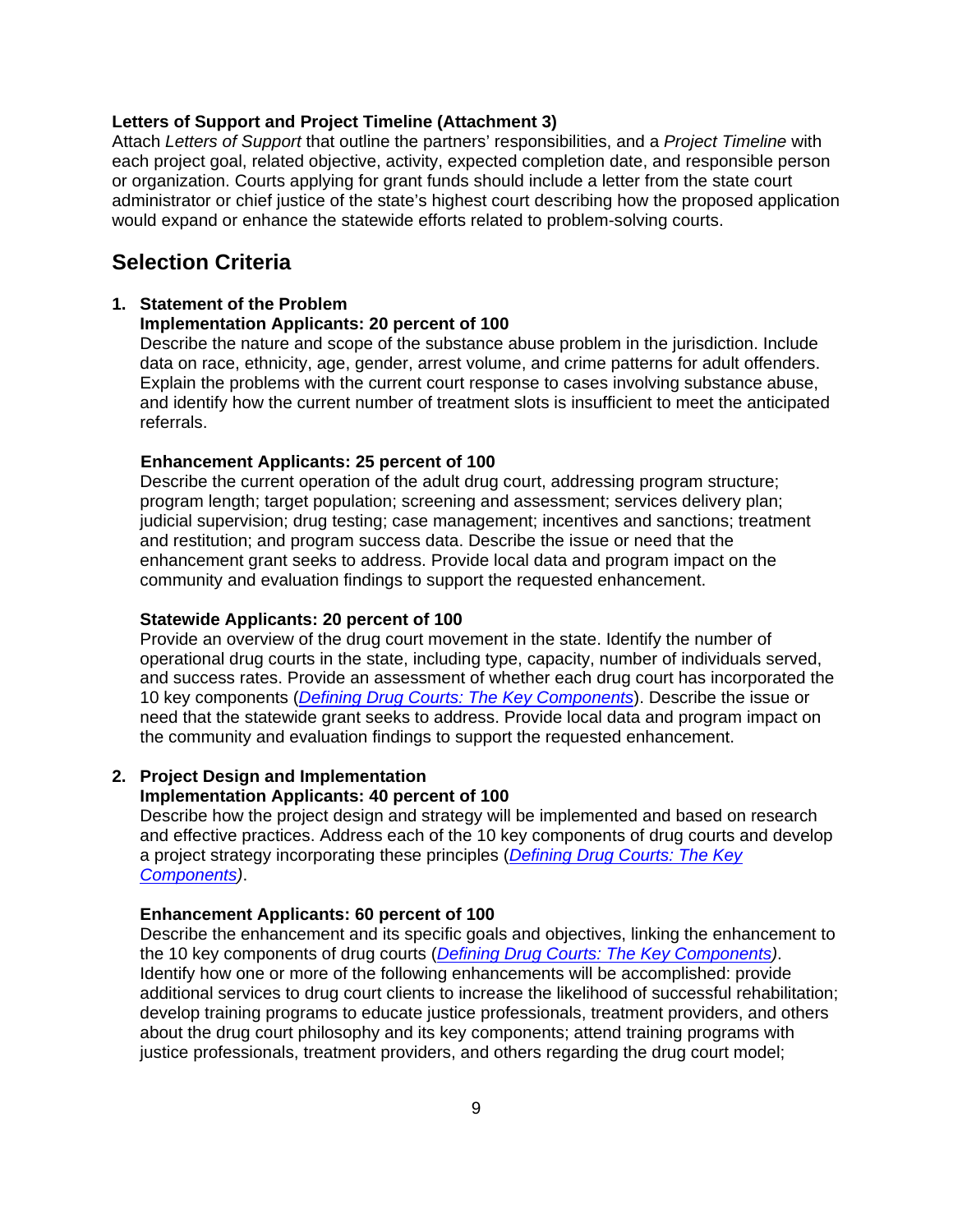**Letters of Support and Project Timeline (Attachment 3)**
Attach *Letters of Support* that outline the partners' responsibilities, and a *Project Timeline* with each project goal, related objective, activity, expected completion date, and responsible person or organization. Courts applying for grant funds should include a letter from the state court administrator or chief justice of the state's highest court describing how the proposed application would expand or enhance the statewide efforts related to problem-solving courts.

## Selection Criteria

1. **Statement of the Problem**
   **Implementation Applicants: 20 percent of 100**
   Describe the nature and scope of the substance abuse problem in the jurisdiction. Include data on race, ethnicity, age, gender, arrest volume, and crime patterns for adult offenders. Explain the problems with the current court response to cases involving substance abuse, and identify how the current number of treatment slots is insufficient to meet the anticipated referrals.

   **Enhancement Applicants: 25 percent of 100**
   Describe the current operation of the adult drug court, addressing program structure; program length; target population; screening and assessment; services delivery plan; judicial supervision; drug testing; case management; incentives and sanctions; treatment and restitution; and program success data. Describe the issue or need that the enhancement grant seeks to address. Provide local data and program impact on the community and evaluation findings to support the requested enhancement.

   **Statewide Applicants: 20 percent of 100**
   Provide an overview of the drug court movement in the state. Identify the number of operational drug courts in the state, including type, capacity, number of individuals served, and success rates. Provide an assessment of whether each drug court has incorporated the 10 key components (*Defining Drug Courts: The Key Components*). Describe the issue or need that the statewide grant seeks to address. Provide local data and program impact on the community and evaluation findings to support the requested enhancement.

2. **Project Design and Implementation**
   **Implementation Applicants: 40 percent of 100**
   Describe how the project design and strategy will be implemented and based on research and effective practices. Address each of the 10 key components of drug courts and develop a project strategy incorporating these principles (*Defining Drug Courts: The Key Components)*.

   **Enhancement Applicants: 60 percent of 100**
   Describe the enhancement and its specific goals and objectives, linking the enhancement to the 10 key components of drug courts (*Defining Drug Courts: The Key Components)*. Identify how one or more of the following enhancements will be accomplished: provide additional services to drug court clients to increase the likelihood of successful rehabilitation; develop training programs to educate justice professionals, treatment providers, and others about the drug court philosophy and its key components; attend training programs with justice professionals, treatment providers, and others regarding the drug court model;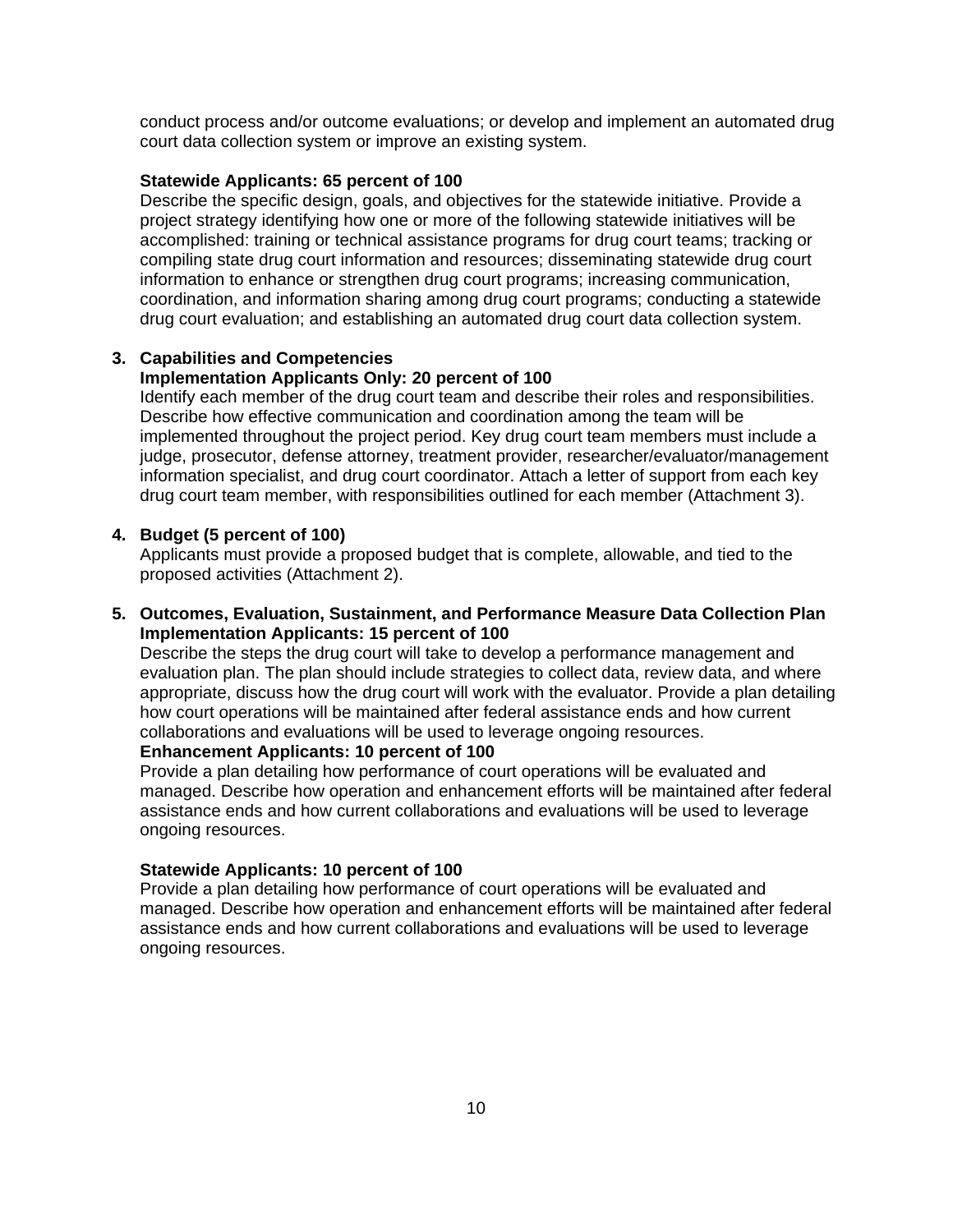conduct process and/or outcome evaluations; or develop and implement an automated drug court data collection system or improve an existing system.

**Statewide Applicants: 65 percent of 100**

Describe the specific design, goals, and objectives for the statewide initiative. Provide a project strategy identifying how one or more of the following statewide initiatives will be accomplished: training or technical assistance programs for drug court teams; tracking or compiling state drug court information and resources; disseminating statewide drug court information to enhance or strengthen drug court programs; increasing communication, coordination, and information sharing among drug court programs; conducting a statewide drug court evaluation; and establishing an automated drug court data collection system.

3. **Capabilities and Competencies**

   **Implementation Applicants Only: 20 percent of 100**

   Identify each member of the drug court team and describe their roles and responsibilities. Describe how effective communication and coordination among the team will be implemented throughout the project period. Key drug court team members must include a judge, prosecutor, defense attorney, treatment provider, researcher/evaluator/management information specialist, and drug court coordinator. Attach a letter of support from each key drug court team member, with responsibilities outlined for each member (Attachment 3).

4. **Budget (5 percent of 100)**

   Applicants must provide a proposed budget that is complete, allowable, and tied to the proposed activities (Attachment 2).

5. **Outcomes, Evaluation, Sustainment, and Performance Measure Data Collection Plan**

   **Implementation Applicants: 15 percent of 100**

   Describe the steps the drug court will take to develop a performance management and evaluation plan. The plan should include strategies to collect data, review data, and where appropriate, discuss how the drug court will work with the evaluator. Provide a plan detailing how court operations will be maintained after federal assistance ends and how current collaborations and evaluations will be used to leverage ongoing resources.

   **Enhancement Applicants: 10 percent of 100**

   Provide a plan detailing how performance of court operations will be evaluated and managed. Describe how operation and enhancement efforts will be maintained after federal assistance ends and how current collaborations and evaluations will be used to leverage ongoing resources.

   **Statewide Applicants: 10 percent of 100**

   Provide a plan detailing how performance of court operations will be evaluated and managed. Describe how operation and enhancement efforts will be maintained after federal assistance ends and how current collaborations and evaluations will be used to leverage ongoing resources.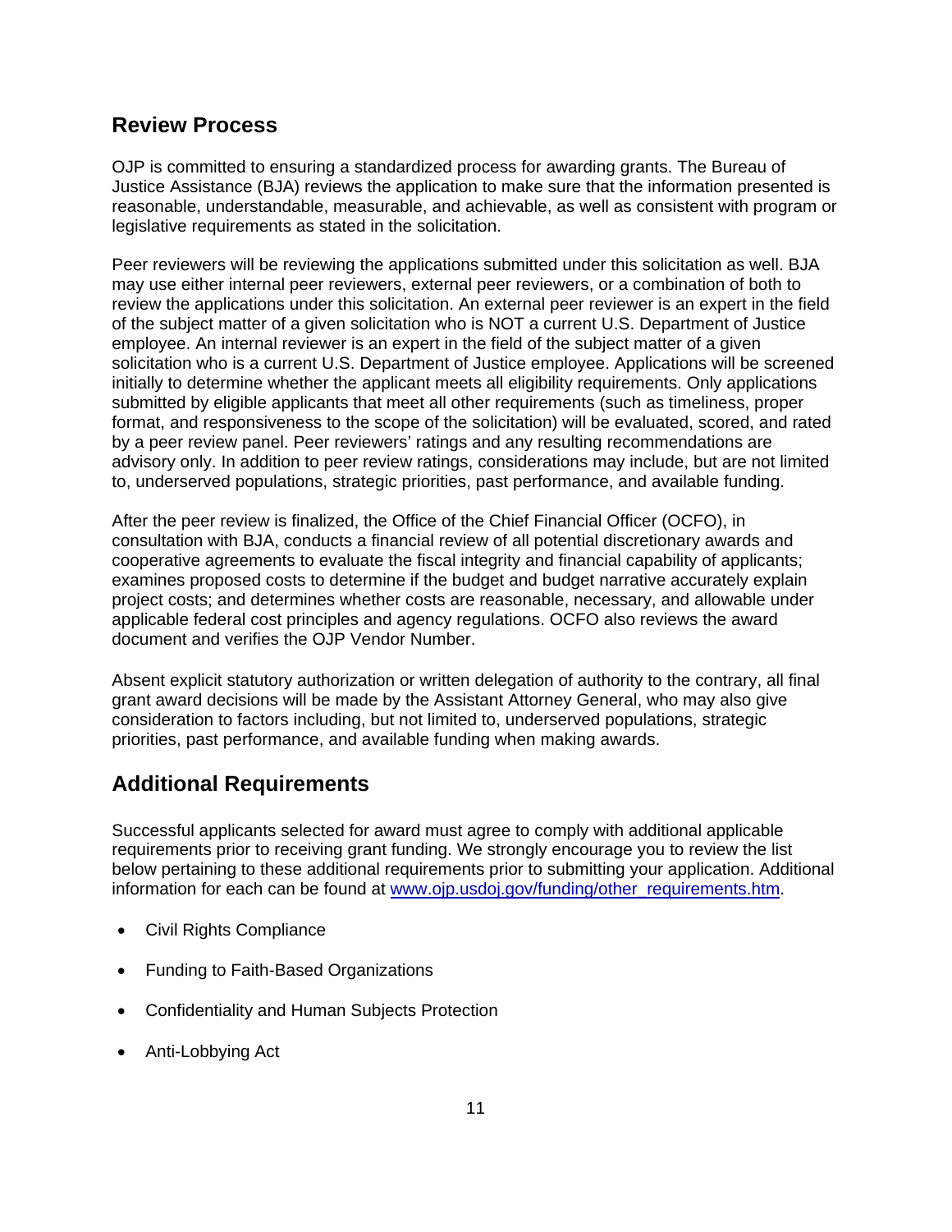## Review Process

OJP is committed to ensuring a standardized process for awarding grants. The Bureau of Justice Assistance (BJA) reviews the application to make sure that the information presented is reasonable, understandable, measurable, and achievable, as well as consistent with program or legislative requirements as stated in the solicitation.

Peer reviewers will be reviewing the applications submitted under this solicitation as well. BJA may use either internal peer reviewers, external peer reviewers, or a combination of both to review the applications under this solicitation. An external peer reviewer is an expert in the field of the subject matter of a given solicitation who is NOT a current U.S. Department of Justice employee. An internal reviewer is an expert in the field of the subject matter of a given solicitation who is a current U.S. Department of Justice employee. Applications will be screened initially to determine whether the applicant meets all eligibility requirements. Only applications submitted by eligible applicants that meet all other requirements (such as timeliness, proper format, and responsiveness to the scope of the solicitation) will be evaluated, scored, and rated by a peer review panel. Peer reviewers' ratings and any resulting recommendations are advisory only. In addition to peer review ratings, considerations may include, but are not limited to, underserved populations, strategic priorities, past performance, and available funding.

After the peer review is finalized, the Office of the Chief Financial Officer (OCFO), in consultation with BJA, conducts a financial review of all potential discretionary awards and cooperative agreements to evaluate the fiscal integrity and financial capability of applicants; examines proposed costs to determine if the budget and budget narrative accurately explain project costs; and determines whether costs are reasonable, necessary, and allowable under applicable federal cost principles and agency regulations. OCFO also reviews the award document and verifies the OJP Vendor Number.

Absent explicit statutory authorization or written delegation of authority to the contrary, all final grant award decisions will be made by the Assistant Attorney General, who may also give consideration to factors including, but not limited to, underserved populations, strategic priorities, past performance, and available funding when making awards.

## Additional Requirements

Successful applicants selected for award must agree to comply with additional applicable requirements prior to receiving grant funding. We strongly encourage you to review the list below pertaining to these additional requirements prior to submitting your application. Additional information for each can be found at www.ojp.usdoj.gov/funding/other_requirements.htm.

- Civil Rights Compliance
- Funding to Faith-Based Organizations
- Confidentiality and Human Subjects Protection
- Anti-Lobbying Act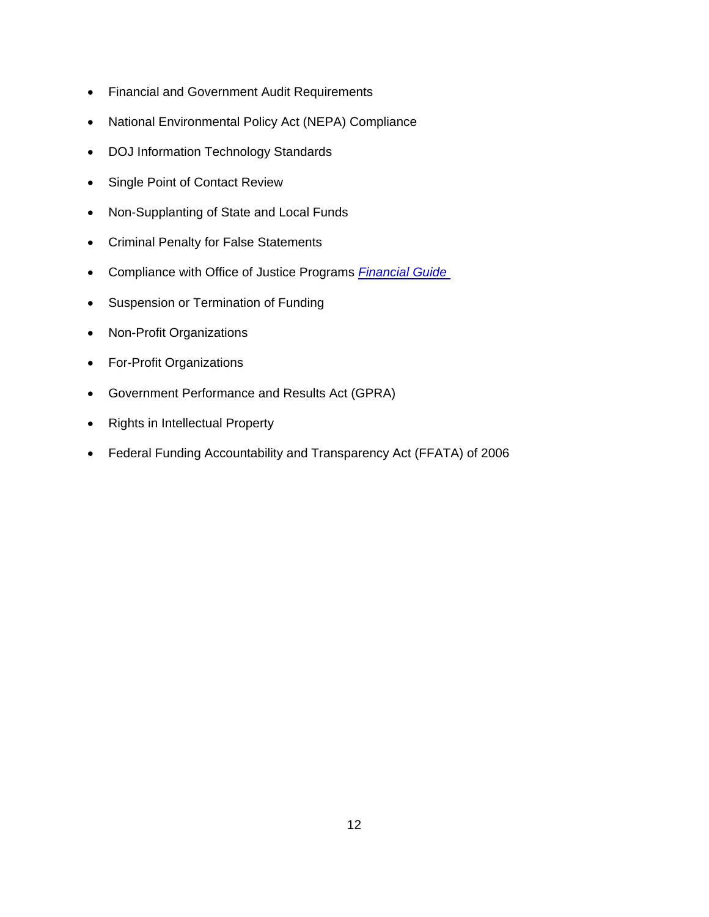- Financial and Government Audit Requirements
- National Environmental Policy Act (NEPA) Compliance
- DOJ Information Technology Standards
- Single Point of Contact Review
- Non-Supplanting of State and Local Funds
- Criminal Penalty for False Statements
- Compliance with Office of Justice Programs *Financial Guide*
- Suspension or Termination of Funding
- Non-Profit Organizations
- For-Profit Organizations
- Government Performance and Results Act (GPRA)
- Rights in Intellectual Property
- Federal Funding Accountability and Transparency Act (FFATA) of 2006